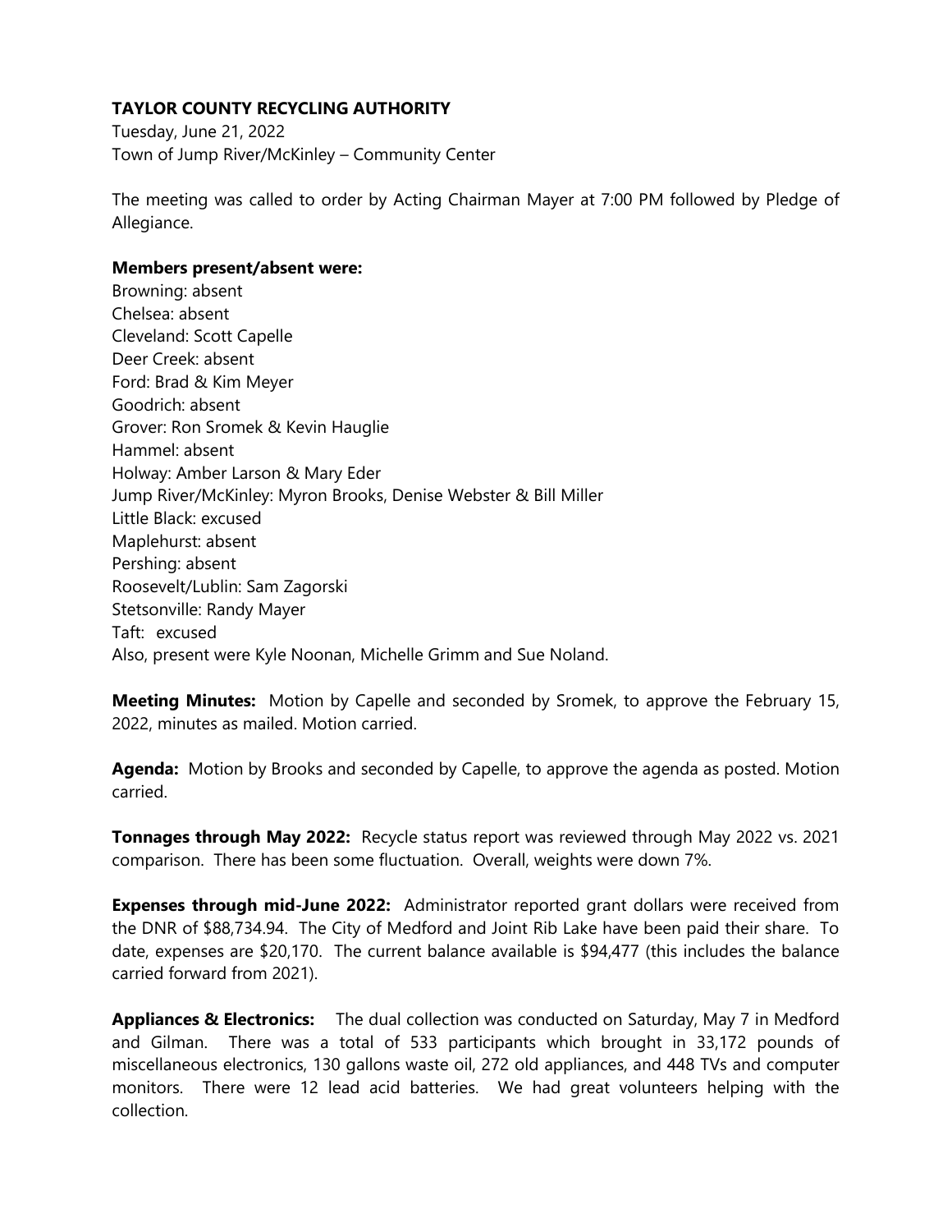**TAYLOR COUNTY RECYCLING AUTHORITY**

Tuesday, June 21, 2022
Town of Jump River/McKinley – Community Center

The meeting was called to order by Acting Chairman Mayer at 7:00 PM followed by Pledge of Allegiance.

**Members present/absent were:**

Browning: absent
Chelsea: absent
Cleveland: Scott Capelle
Deer Creek: absent
Ford: Brad & Kim Meyer
Goodrich: absent
Grover: Ron Sromek & Kevin Hauglie
Hammel: absent
Holway: Amber Larson & Mary Eder
Jump River/McKinley: Myron Brooks, Denise Webster & Bill Miller
Little Black: excused
Maplehurst: absent
Pershing: absent
Roosevelt/Lublin: Sam Zagorski
Stetsonville: Randy Mayer
Taft: excused
Also, present were Kyle Noonan, Michelle Grimm and Sue Noland.

**Meeting Minutes:** Motion by Capelle and seconded by Sromek, to approve the February 15, 2022, minutes as mailed. Motion carried.

**Agenda:** Motion by Brooks and seconded by Capelle, to approve the agenda as posted. Motion carried.

**Tonnages through May 2022:** Recycle status report was reviewed through May 2022 vs. 2021 comparison. There has been some fluctuation. Overall, weights were down 7%.

**Expenses through mid-June 2022:** Administrator reported grant dollars were received from the DNR of $88,734.94. The City of Medford and Joint Rib Lake have been paid their share. To date, expenses are $20,170. The current balance available is $94,477 (this includes the balance carried forward from 2021).

**Appliances & Electronics:** The dual collection was conducted on Saturday, May 7 in Medford and Gilman. There was a total of 533 participants which brought in 33,172 pounds of miscellaneous electronics, 130 gallons waste oil, 272 old appliances, and 448 TVs and computer monitors. There were 12 lead acid batteries. We had great volunteers helping with the collection.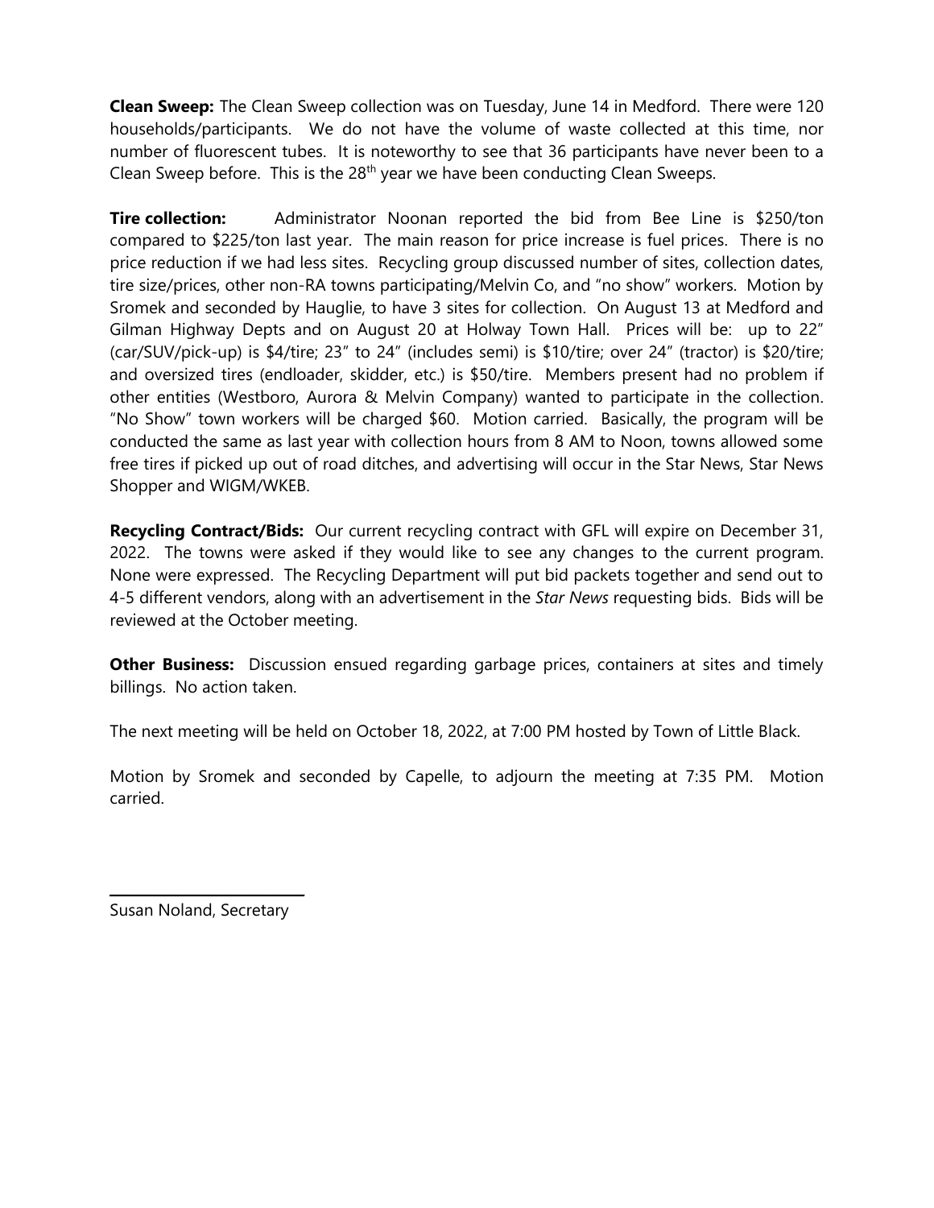**Clean Sweep:** The Clean Sweep collection was on Tuesday, June 14 in Medford. There were 120 households/participants. We do not have the volume of waste collected at this time, nor number of fluorescent tubes. It is noteworthy to see that 36 participants have never been to a Clean Sweep before. This is the 28th year we have been conducting Clean Sweeps.

**Tire collection:** Administrator Noonan reported the bid from Bee Line is $250/ton compared to $225/ton last year. The main reason for price increase is fuel prices. There is no price reduction if we had less sites. Recycling group discussed number of sites, collection dates, tire size/prices, other non-RA towns participating/Melvin Co, and "no show" workers. Motion by Sromek and seconded by Hauglie, to have 3 sites for collection. On August 13 at Medford and Gilman Highway Depts and on August 20 at Holway Town Hall. Prices will be: up to 22" (car/SUV/pick-up) is $4/tire; 23" to 24" (includes semi) is $10/tire; over 24" (tractor) is $20/tire; and oversized tires (endloader, skidder, etc.) is $50/tire. Members present had no problem if other entities (Westboro, Aurora & Melvin Company) wanted to participate in the collection. "No Show" town workers will be charged $60. Motion carried. Basically, the program will be conducted the same as last year with collection hours from 8 AM to Noon, towns allowed some free tires if picked up out of road ditches, and advertising will occur in the Star News, Star News Shopper and WIGM/WKEB.

**Recycling Contract/Bids:** Our current recycling contract with GFL will expire on December 31, 2022. The towns were asked if they would like to see any changes to the current program. None were expressed. The Recycling Department will put bid packets together and send out to 4-5 different vendors, along with an advertisement in the *Star News* requesting bids. Bids will be reviewed at the October meeting.

**Other Business:** Discussion ensued regarding garbage prices, containers at sites and timely billings. No action taken.

The next meeting will be held on October 18, 2022, at 7:00 PM hosted by Town of Little Black.

Motion by Sromek and seconded by Capelle, to adjourn the meeting at 7:35 PM. Motion carried.

Susan Noland, Secretary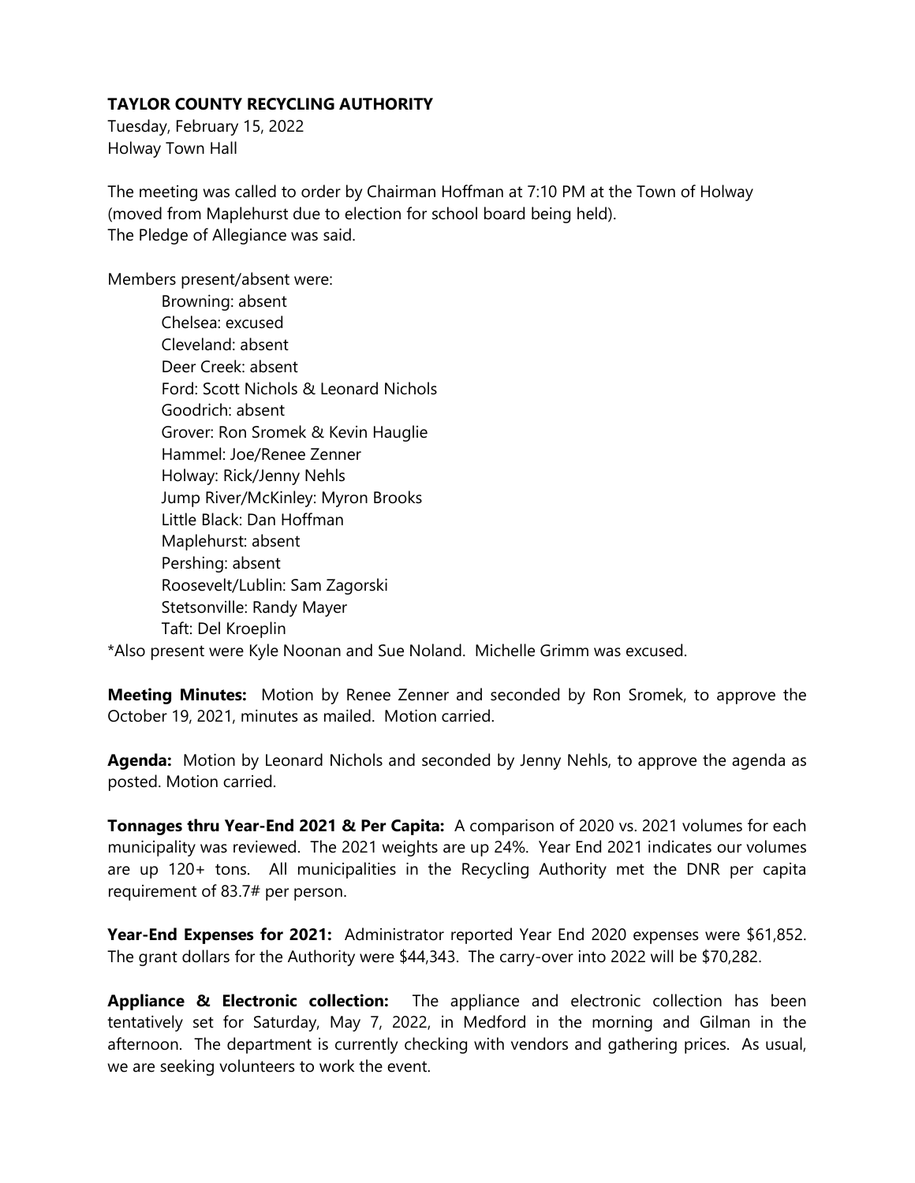**TAYLOR COUNTY RECYCLING AUTHORITY**

Tuesday, February 15, 2022
Holway Town Hall

The meeting was called to order by Chairman Hoffman at 7:10 PM at the Town of Holway (moved from Maplehurst due to election for school board being held).
The Pledge of Allegiance was said.

Members present/absent were:

Browning: absent
Chelsea: excused
Cleveland: absent
Deer Creek: absent
Ford: Scott Nichols & Leonard Nichols
Goodrich: absent
Grover: Ron Sromek & Kevin Hauglie
Hammel: Joe/Renee Zenner
Holway: Rick/Jenny Nehls
Jump River/McKinley: Myron Brooks
Little Black: Dan Hoffman
Maplehurst: absent
Pershing: absent
Roosevelt/Lublin: Sam Zagorski
Stetsonville: Randy Mayer
Taft: Del Kroeplin

*Also present were Kyle Noonan and Sue Noland. Michelle Grimm was excused.

**Meeting Minutes:** Motion by Renee Zenner and seconded by Ron Sromek, to approve the October 19, 2021, minutes as mailed. Motion carried.

**Agenda:** Motion by Leonard Nichols and seconded by Jenny Nehls, to approve the agenda as posted. Motion carried.

**Tonnages thru Year-End 2021 & Per Capita:** A comparison of 2020 vs. 2021 volumes for each municipality was reviewed. The 2021 weights are up 24%. Year End 2021 indicates our volumes are up 120+ tons. All municipalities in the Recycling Authority met the DNR per capita requirement of 83.7# per person.

**Year-End Expenses for 2021:** Administrator reported Year End 2020 expenses were $61,852. The grant dollars for the Authority were $44,343. The carry-over into 2022 will be $70,282.

**Appliance & Electronic collection:** The appliance and electronic collection has been tentatively set for Saturday, May 7, 2022, in Medford in the morning and Gilman in the afternoon. The department is currently checking with vendors and gathering prices. As usual, we are seeking volunteers to work the event.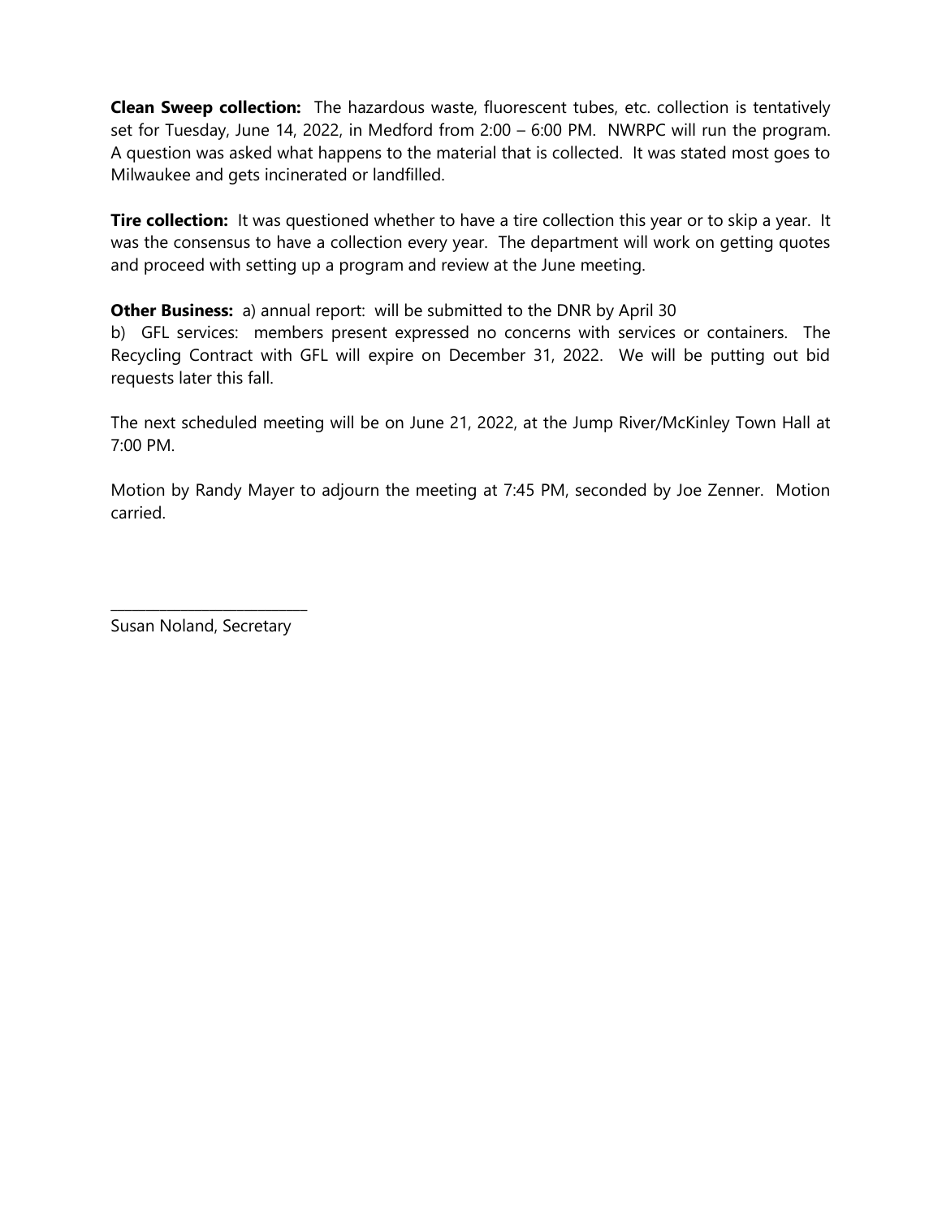**Clean Sweep collection:** The hazardous waste, fluorescent tubes, etc. collection is tentatively set for Tuesday, June 14, 2022, in Medford from 2:00 – 6:00 PM. NWRPC will run the program. A question was asked what happens to the material that is collected. It was stated most goes to Milwaukee and gets incinerated or landfilled.

**Tire collection:** It was questioned whether to have a tire collection this year or to skip a year. It was the consensus to have a collection every year. The department will work on getting quotes and proceed with setting up a program and review at the June meeting.

**Other Business:** a) annual report: will be submitted to the DNR by April 30
b) GFL services: members present expressed no concerns with services or containers. The Recycling Contract with GFL will expire on December 31, 2022. We will be putting out bid requests later this fall.

The next scheduled meeting will be on June 21, 2022, at the Jump River/McKinley Town Hall at 7:00 PM.

Motion by Randy Mayer to adjourn the meeting at 7:45 PM, seconded by Joe Zenner. Motion carried.

___________________________
Susan Noland, Secretary